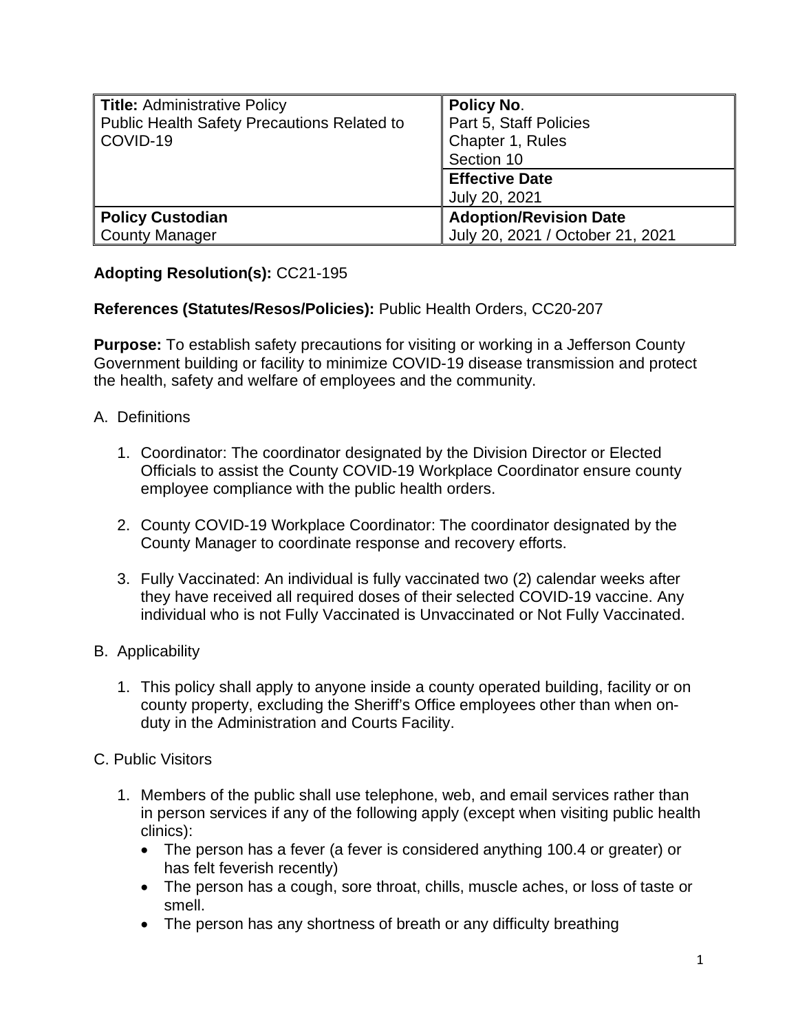| **Title:** Administrative Policy<br>Public Health Safety Precautions Related to COVID-19 | **Policy No**.<br>Part 5, Staff Policies<br>Chapter 1, Rules<br>Section 10 |
| --- | --- |
| | **Effective Date**<br>July 20, 2021 |
| **Policy Custodian**<br>County Manager | **Adoption/Revision Date**<br>July 20, 2021 / October 21, 2021 |

**Adopting Resolution(s):** CC21-195

**References (Statutes/Resos/Policies):** Public Health Orders, CC20-207

**Purpose:** To establish safety precautions for visiting or working in a Jefferson County Government building or facility to minimize COVID-19 disease transmission and protect the health, safety and welfare of employees and the community.

A. Definitions

1. Coordinator: The coordinator designated by the Division Director or Elected Officials to assist the County COVID-19 Workplace Coordinator ensure county employee compliance with the public health orders.

2. County COVID-19 Workplace Coordinator: The coordinator designated by the County Manager to coordinate response and recovery efforts.

3. Fully Vaccinated: An individual is fully vaccinated two (2) calendar weeks after they have received all required doses of their selected COVID-19 vaccine. Any individual who is not Fully Vaccinated is Unvaccinated or Not Fully Vaccinated.

B. Applicability

1. This policy shall apply to anyone inside a county operated building, facility or on county property, excluding the Sheriff's Office employees other than when on-duty in the Administration and Courts Facility.

C. Public Visitors

1. Members of the public shall use telephone, web, and email services rather than in person services if any of the following apply (except when visiting public health clinics):
   - The person has a fever (a fever is considered anything 100.4 or greater) or has felt feverish recently)
   - The person has a cough, sore throat, chills, muscle aches, or loss of taste or smell.
   - The person has any shortness of breath or any difficulty breathing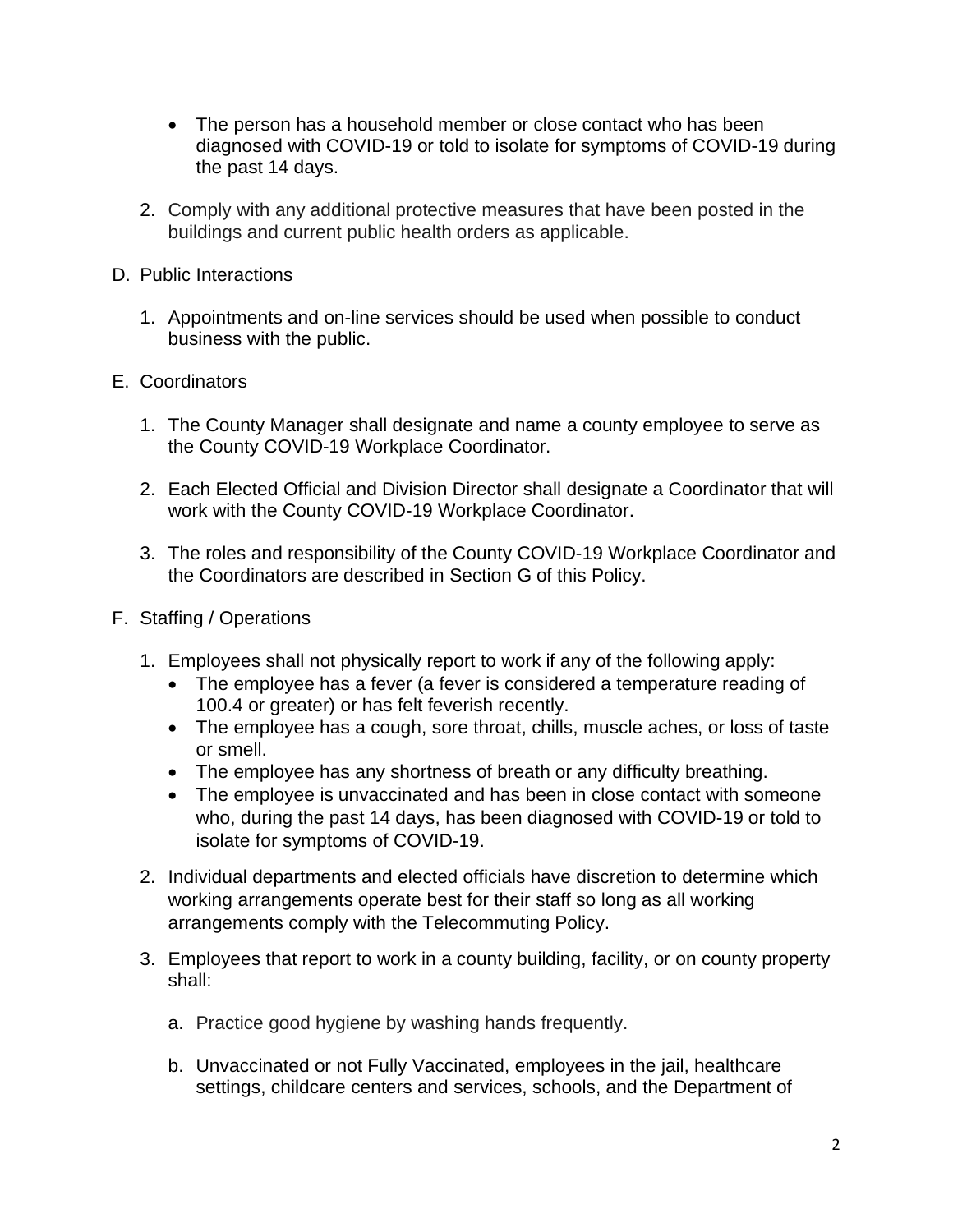- The person has a household member or close contact who has been diagnosed with COVID-19 or told to isolate for symptoms of COVID-19 during the past 14 days.

2. Comply with any additional protective measures that have been posted in the buildings and current public health orders as applicable.

D. Public Interactions

1. Appointments and on-line services should be used when possible to conduct business with the public.

E. Coordinators

1. The County Manager shall designate and name a county employee to serve as the County COVID-19 Workplace Coordinator.

2. Each Elected Official and Division Director shall designate a Coordinator that will work with the County COVID-19 Workplace Coordinator.

3. The roles and responsibility of the County COVID-19 Workplace Coordinator and the Coordinators are described in Section G of this Policy.

F. Staffing / Operations

1. Employees shall not physically report to work if any of the following apply:
   - The employee has a fever (a fever is considered a temperature reading of 100.4 or greater) or has felt feverish recently.
   - The employee has a cough, sore throat, chills, muscle aches, or loss of taste or smell.
   - The employee has any shortness of breath or any difficulty breathing.
   - The employee is unvaccinated and has been in close contact with someone who, during the past 14 days, has been diagnosed with COVID-19 or told to isolate for symptoms of COVID-19.

2. Individual departments and elected officials have discretion to determine which working arrangements operate best for their staff so long as all working arrangements comply with the Telecommuting Policy.

3. Employees that report to work in a county building, facility, or on county property shall:

   a. Practice good hygiene by washing hands frequently.

   b. Unvaccinated or not Fully Vaccinated, employees in the jail, healthcare settings, childcare centers and services, schools, and the Department of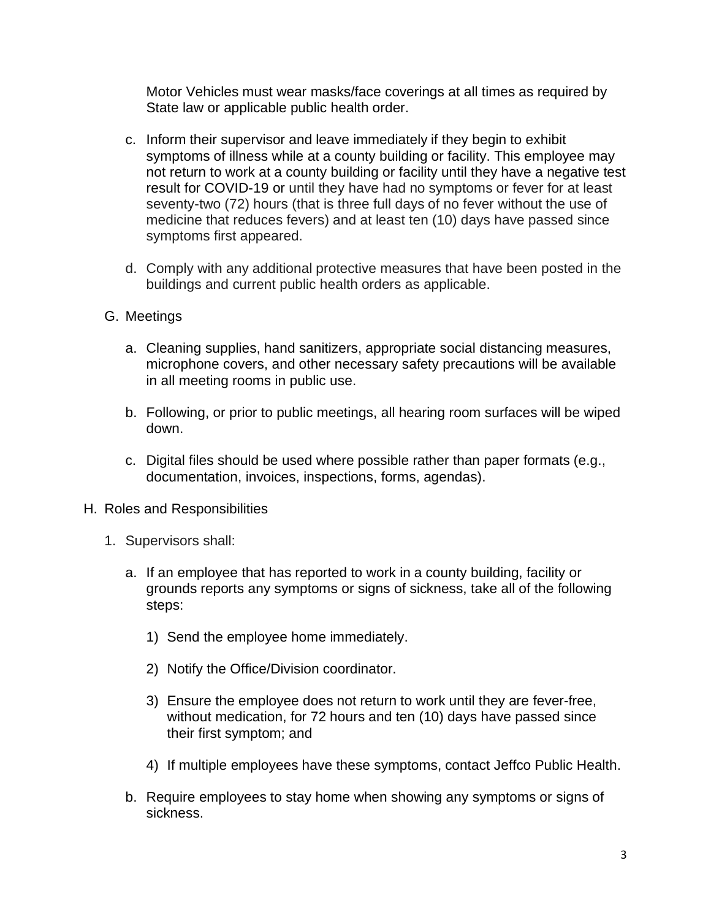Motor Vehicles must wear masks/face coverings at all times as required by State law or applicable public health order.

c. Inform their supervisor and leave immediately if they begin to exhibit symptoms of illness while at a county building or facility. This employee may not return to work at a county building or facility until they have a negative test result for COVID-19 or until they have had no symptoms or fever for at least seventy-two (72) hours (that is three full days of no fever without the use of medicine that reduces fevers) and at least ten (10) days have passed since symptoms first appeared.

d. Comply with any additional protective measures that have been posted in the buildings and current public health orders as applicable.

G. Meetings

a. Cleaning supplies, hand sanitizers, appropriate social distancing measures, microphone covers, and other necessary safety precautions will be available in all meeting rooms in public use.

b. Following, or prior to public meetings, all hearing room surfaces will be wiped down.

c. Digital files should be used where possible rather than paper formats (e.g., documentation, invoices, inspections, forms, agendas).

H. Roles and Responsibilities

1. Supervisors shall:

a. If an employee that has reported to work in a county building, facility or grounds reports any symptoms or signs of sickness, take all of the following steps:

1) Send the employee home immediately.

2) Notify the Office/Division coordinator.

3) Ensure the employee does not return to work until they are fever-free, without medication, for 72 hours and ten (10) days have passed since their first symptom; and

4) If multiple employees have these symptoms, contact Jeffco Public Health.

b. Require employees to stay home when showing any symptoms or signs of sickness.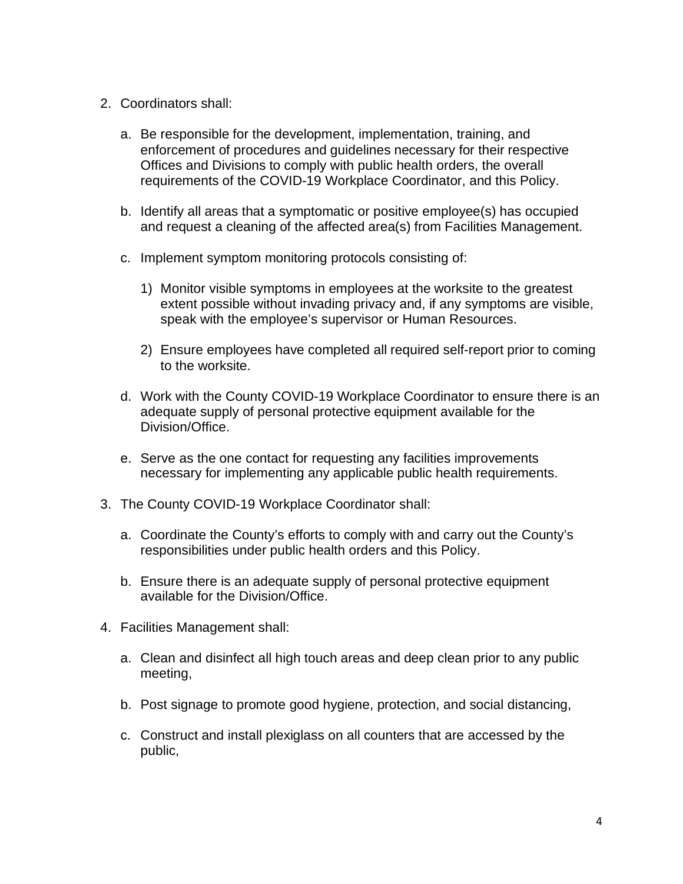2. Coordinators shall:

   a. Be responsible for the development, implementation, training, and enforcement of procedures and guidelines necessary for their respective Offices and Divisions to comply with public health orders, the overall requirements of the COVID-19 Workplace Coordinator, and this Policy.

   b. Identify all areas that a symptomatic or positive employee(s) has occupied and request a cleaning of the affected area(s) from Facilities Management.

   c. Implement symptom monitoring protocols consisting of:

      1) Monitor visible symptoms in employees at the worksite to the greatest extent possible without invading privacy and, if any symptoms are visible, speak with the employee's supervisor or Human Resources.

      2) Ensure employees have completed all required self-report prior to coming to the worksite.

   d. Work with the County COVID-19 Workplace Coordinator to ensure there is an adequate supply of personal protective equipment available for the Division/Office.

   e. Serve as the one contact for requesting any facilities improvements necessary for implementing any applicable public health requirements.

3. The County COVID-19 Workplace Coordinator shall:

   a. Coordinate the County's efforts to comply with and carry out the County's responsibilities under public health orders and this Policy.

   b. Ensure there is an adequate supply of personal protective equipment available for the Division/Office.

4. Facilities Management shall:

   a. Clean and disinfect all high touch areas and deep clean prior to any public meeting,

   b. Post signage to promote good hygiene, protection, and social distancing,

   c. Construct and install plexiglass on all counters that are accessed by the public,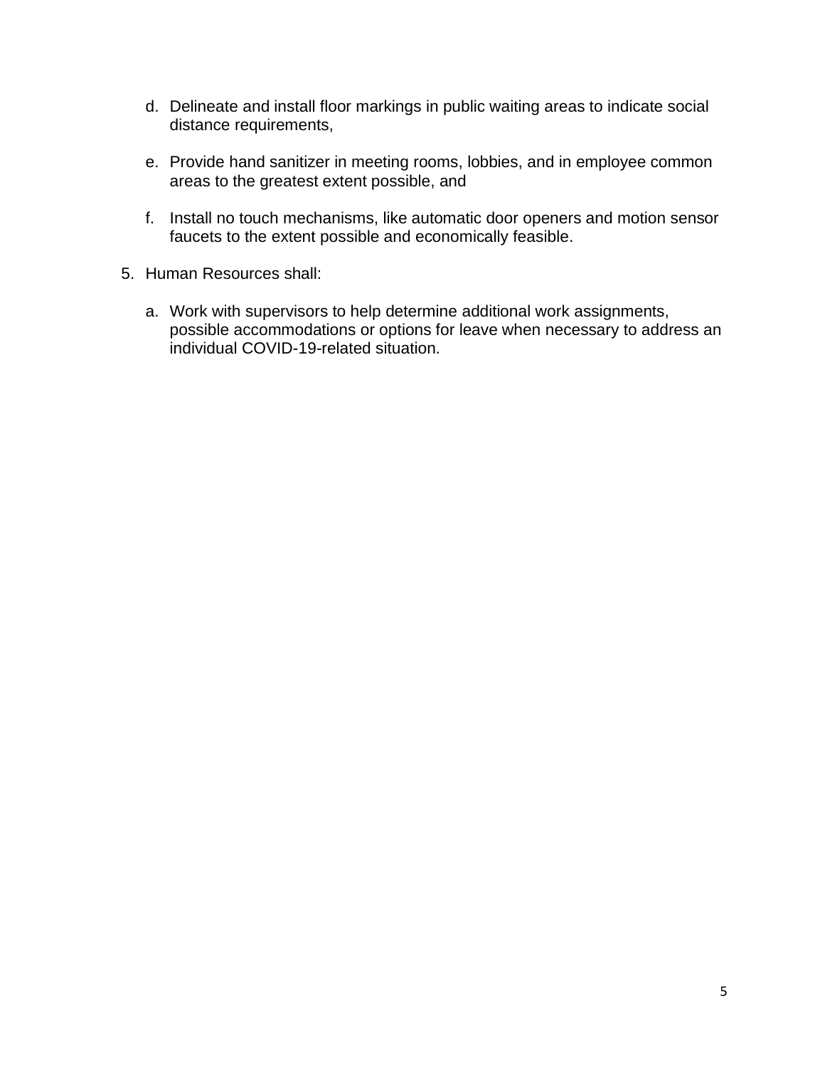d. Delineate and install floor markings in public waiting areas to indicate social distance requirements,

e. Provide hand sanitizer in meeting rooms, lobbies, and in employee common areas to the greatest extent possible, and

f. Install no touch mechanisms, like automatic door openers and motion sensor faucets to the extent possible and economically feasible.

5. Human Resources shall:

   a. Work with supervisors to help determine additional work assignments, possible accommodations or options for leave when necessary to address an individual COVID-19-related situation.